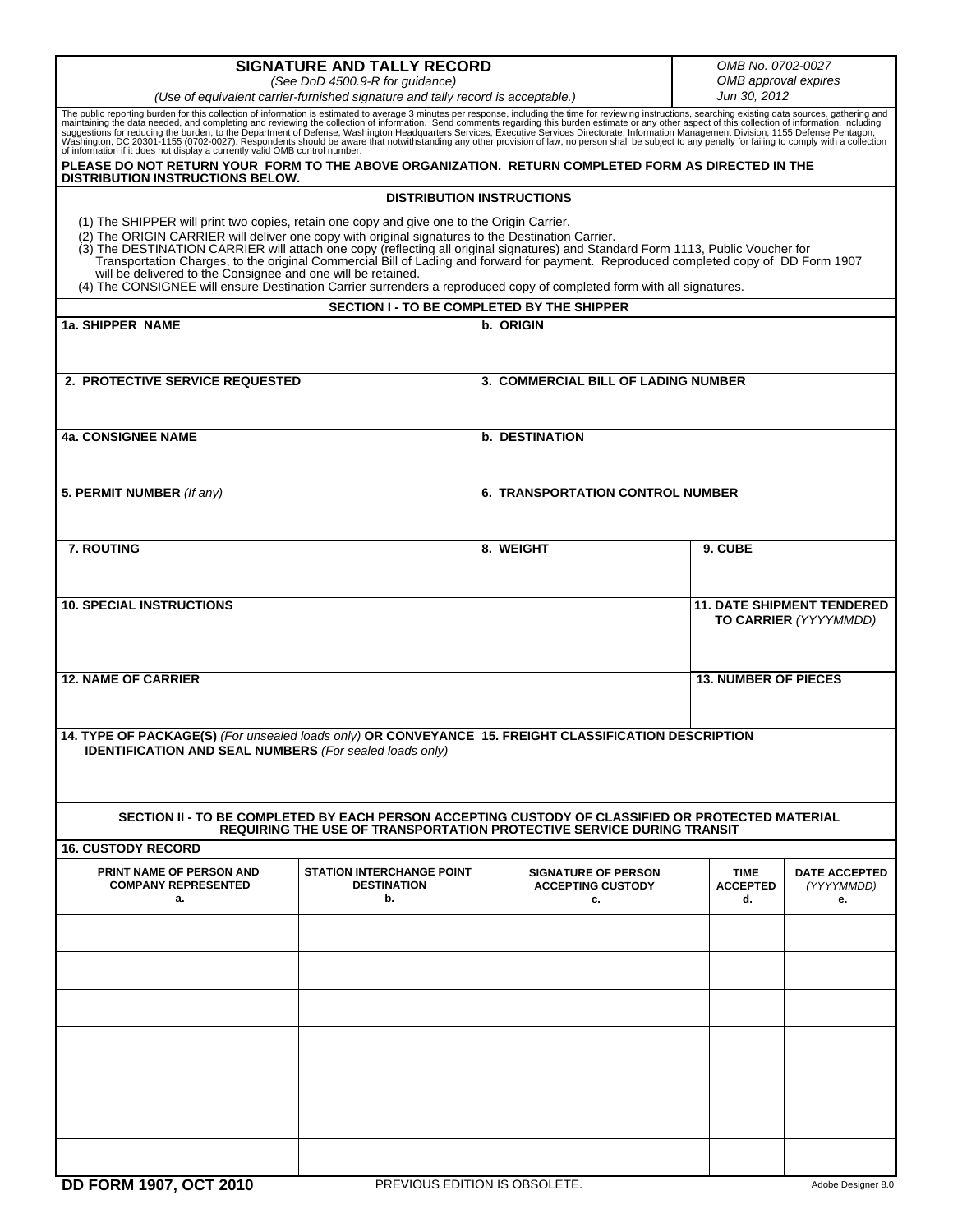# SIGNATURE AND TALLY RECORD

*(See DoD 4500.9-R for guidance)*

*(Use of equivalent carrier-furnished signature and tally record is acceptable.)*

*OMB No. 0702-0027*
*OMB approval expires*
*Jun 30, 2012*

The public reporting burden for this collection of information is estimated to average 3 minutes per response, including the time for reviewing instructions, searching existing data sources, gathering and maintaining the data needed, and completing and reviewing the collection of information. Send comments regarding this burden estimate or any other aspect of this collection of information, including suggestions for reducing the burden, to the Department of Defense, Washington Headquarters Services, Executive Services Directorate, Information Management Division, 1155 Defense Pentagon, Washington, DC 20301-1155 (0702-0027). Respondents should be aware that notwithstanding any other provision of law, no person shall be subject to any penalty for failing to comply with a collection of information if it does not display a currently valid OMB control number.

**PLEASE DO NOT RETURN YOUR FORM TO THE ABOVE ORGANIZATION. RETURN COMPLETED FORM AS DIRECTED IN THE DISTRIBUTION INSTRUCTIONS BELOW.**

## DISTRIBUTION INSTRUCTIONS

(1) The SHIPPER will print two copies, retain one copy and give one to the Origin Carrier.
(2) The ORIGIN CARRIER will deliver one copy with original signatures to the Destination Carrier.
(3) The DESTINATION CARRIER will attach one copy (reflecting all original signatures) and Standard Form 1113, Public Voucher for Transportation Charges, to the original Commercial Bill of Lading and forward for payment. Reproduced completed copy of DD Form 1907 will be delivered to the Consignee and one will be retained.
(4) The CONSIGNEE will ensure Destination Carrier surrenders a reproduced copy of completed form with all signatures.

## SECTION I - TO BE COMPLETED BY THE SHIPPER

| | | |
|---|---|---|
| **1a. SHIPPER NAME** | **b. ORIGIN** | |
| **2. PROTECTIVE SERVICE REQUESTED** | **3. COMMERCIAL BILL OF LADING NUMBER** | |
| **4a. CONSIGNEE NAME** | **b. DESTINATION** | |
| **5. PERMIT NUMBER** *(If any)* | **6. TRANSPORTATION CONTROL NUMBER** | |
| **7. ROUTING** | **8. WEIGHT** | **9. CUBE** |
| **10. SPECIAL INSTRUCTIONS** | | **11. DATE SHIPMENT TENDERED TO CARRIER** *(YYYYMMDD)* |
| **12. NAME OF CARRIER** | | **13. NUMBER OF PIECES** |
| **14. TYPE OF PACKAGE(S)** *(For unsealed loads only)* **OR CONVEYANCE IDENTIFICATION AND SEAL NUMBERS** *(For sealed loads only)* | **15. FREIGHT CLASSIFICATION DESCRIPTION** | |

## SECTION II - TO BE COMPLETED BY EACH PERSON ACCEPTING CUSTODY OF CLASSIFIED OR PROTECTED MATERIAL REQUIRING THE USE OF TRANSPORTATION PROTECTIVE SERVICE DURING TRANSIT

**16. CUSTODY RECORD**

| PRINT NAME OF PERSON AND COMPANY REPRESENTED a. | STATION INTERCHANGE POINT DESTINATION b. | SIGNATURE OF PERSON ACCEPTING CUSTODY c. | TIME ACCEPTED d. | DATE ACCEPTED *(YYYYMMDD)* e. |
|---|---|---|---|---|
| | | | | |
| | | | | |
| | | | | |
| | | | | |
| | | | | |
| | | | | |
| | | | | |

**DD FORM 1907, OCT 2010** PREVIOUS EDITION IS OBSOLETE.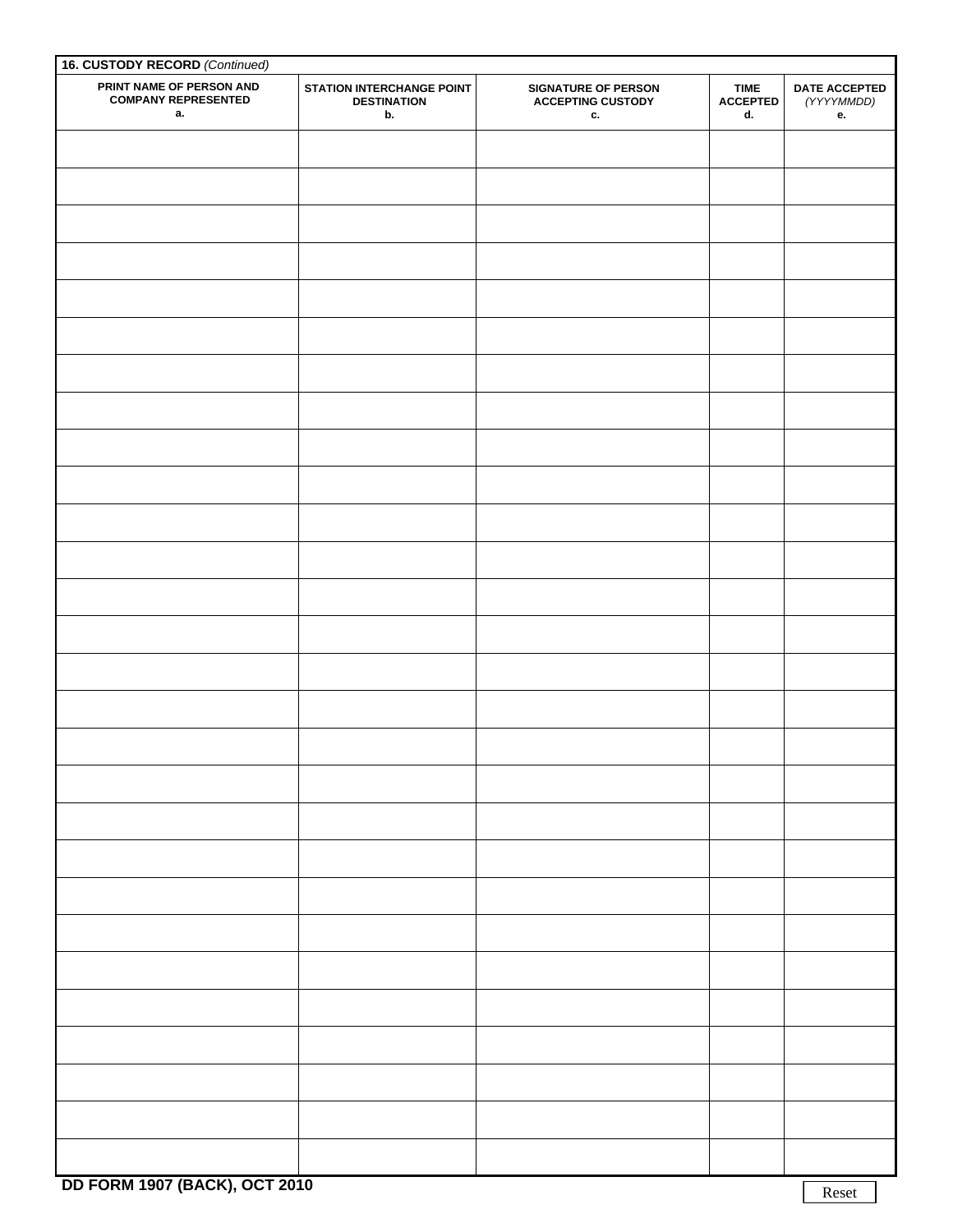**16. CUSTODY RECORD** *(Continued)*

| PRINT NAME OF PERSON AND COMPANY REPRESENTED a. | STATION INTERCHANGE POINT DESTINATION b. | SIGNATURE OF PERSON ACCEPTING CUSTODY c. | TIME ACCEPTED d. | DATE ACCEPTED *(YYYYMMDD)* e. |
|---|---|---|---|---|
| | | | | |
| | | | | |
| | | | | |
| | | | | |
| | | | | |
| | | | | |
| | | | | |
| | | | | |
| | | | | |
| | | | | |
| | | | | |
| | | | | |
| | | | | |
| | | | | |
| | | | | |
| | | | | |
| | | | | |
| | | | | |
| | | | | |
| | | | | |
| | | | | |
| | | | | |
| | | | | |
| | | | | |
| | | | | |
| | | | | |
| | | | | |
| | | | | |

**DD FORM 1907 (BACK), OCT 2010**

Reset